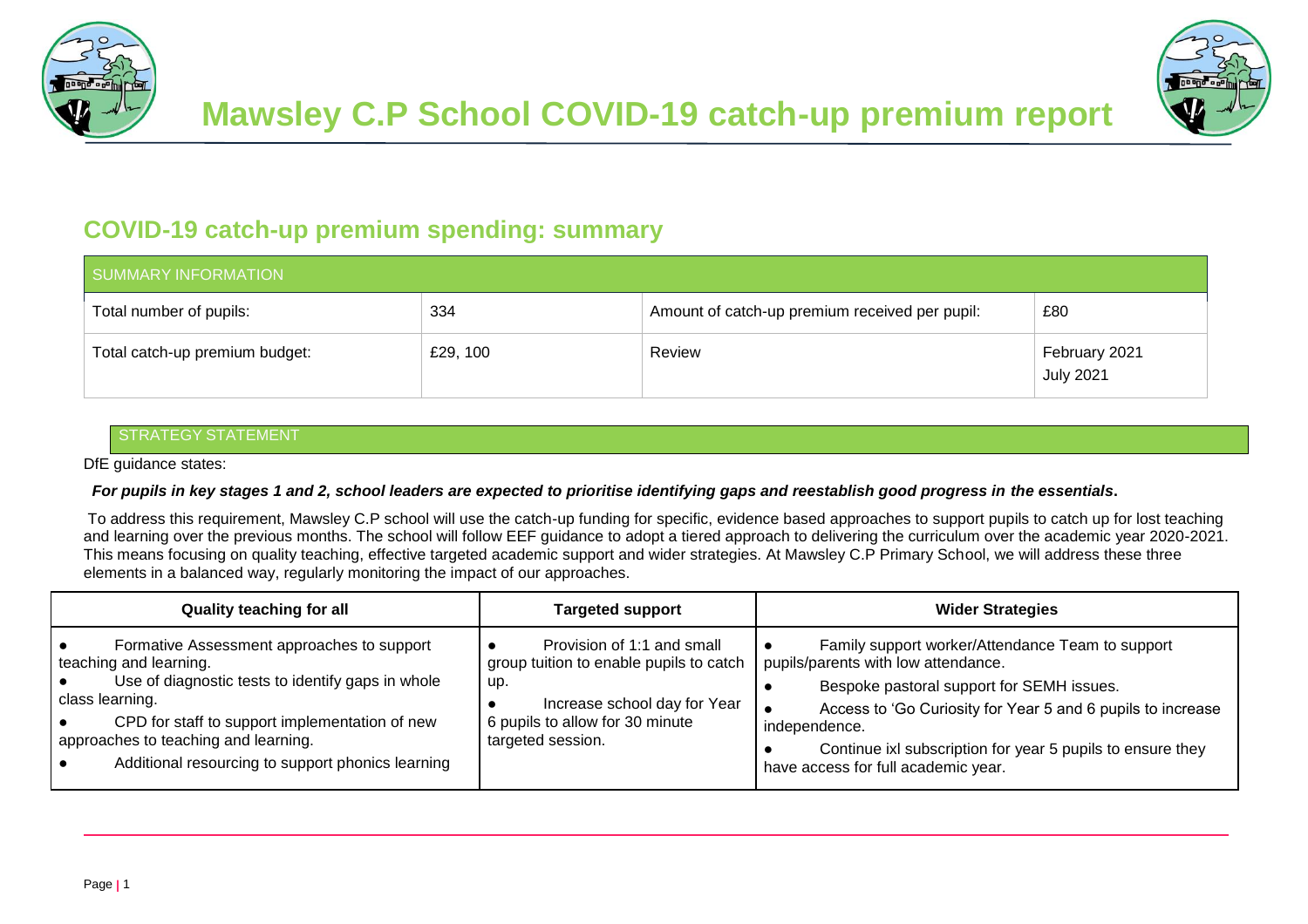# Mawsley C.P School COVID-19 catch-up premium report

## COVID-19 catch-up premium spending: summary

| SUMMARY INFORMATION | | | |
|---|---|---|---|
| Total number of pupils: | 334 | Amount of catch-up premium received per pupil: | £80 |
| Total catch-up premium budget: | £29, 100 | Review | February 2021<br>July 2021 |

### STRATEGY STATEMENT

DfE guidance states:

***For pupils in key stages 1 and 2, school leaders are expected to prioritise identifying gaps and reestablish good progress in the essentials.***

To address this requirement, Mawsley C.P school will use the catch-up funding for specific, evidence based approaches to support pupils to catch up for lost teaching and learning over the previous months. The school will follow EEF guidance to adopt a tiered approach to delivering the curriculum over the academic year 2020-2021. This means focusing on quality teaching, effective targeted academic support and wider strategies. At Mawsley C.P Primary School, we will address these three elements in a balanced way, regularly monitoring the impact of our approaches.

| Quality teaching for all | Targeted support | Wider Strategies |
|---|---|---|
| • Formative Assessment approaches to support teaching and learning.<br>• Use of diagnostic tests to identify gaps in whole class learning.<br>• CPD for staff to support implementation of new approaches to teaching and learning.<br>• Additional resourcing to support phonics learning | • Provision of 1:1 and small group tuition to enable pupils to catch up.<br>• Increase school day for Year 6 pupils to allow for 30 minute targeted session. | • Family support worker/Attendance Team to support pupils/parents with low attendance.<br>• Bespoke pastoral support for SEMH issues.<br>• Access to 'Go Curiosity for Year 5 and 6 pupils to increase independence.<br>• Continue ixl subscription for year 5 pupils to ensure they have access for full academic year. |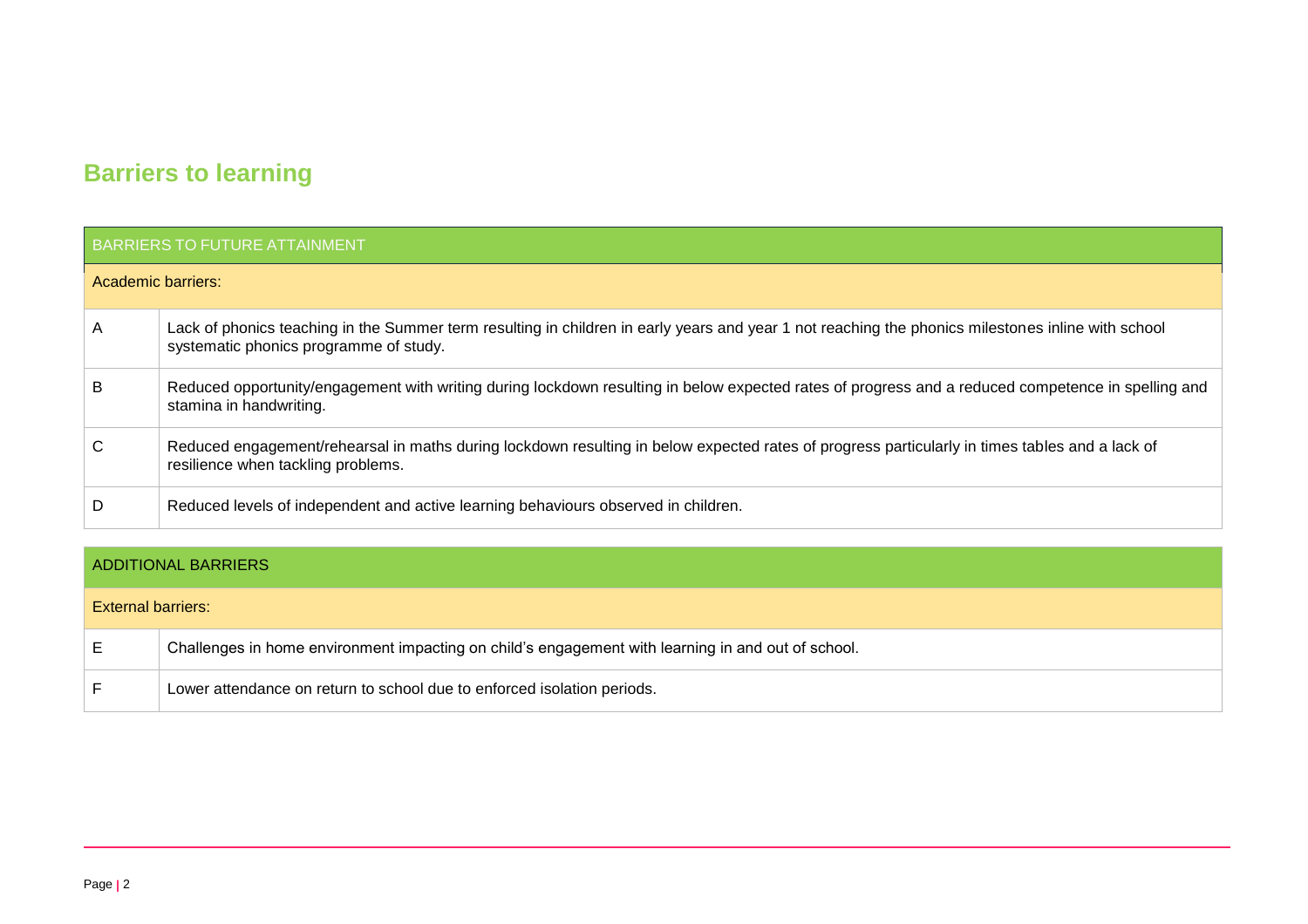## Barriers to learning

| BARRIERS TO FUTURE ATTAINMENT | |
|---|---|
| **Academic barriers:** | |
| A | Lack of phonics teaching in the Summer term resulting in children in early years and year 1 not reaching the phonics milestones inline with school systematic phonics programme of study. |
| B | Reduced opportunity/engagement with writing during lockdown resulting in below expected rates of progress and a reduced competence in spelling and stamina in handwriting. |
| C | Reduced engagement/rehearsal in maths during lockdown resulting in below expected rates of progress particularly in times tables and a lack of resilience when tackling problems. |
| D | Reduced levels of independent and active learning behaviours observed in children. |

| ADDITIONAL BARRIERS | |
|---|---|
| **External barriers:** | |
| E | Challenges in home environment impacting on child's engagement with learning in and out of school. |
| F | Lower attendance on return to school due to enforced isolation periods. |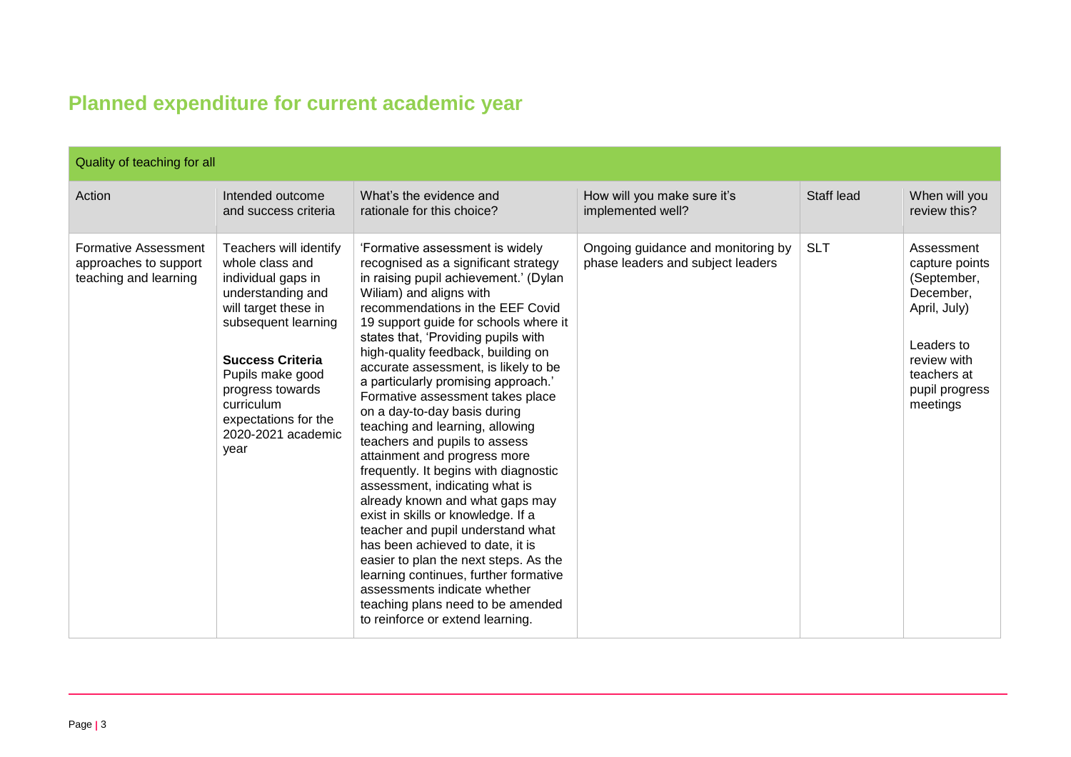## Planned expenditure for current academic year

| Quality of teaching for all | | | | | |
|---|---|---|---|---|---|
| Action | Intended outcome and success criteria | What's the evidence and rationale for this choice? | How will you make sure it's implemented well? | Staff lead | When will you review this? |
| Formative Assessment approaches to support teaching and learning | Teachers will identify whole class and individual gaps in understanding and will target these in subsequent learning<br><br>**Success Criteria**<br>Pupils make good progress towards curriculum expectations for the 2020-2021 academic year | 'Formative assessment is widely recognised as a significant strategy in raising pupil achievement.' (Dylan Wiliam) and aligns with recommendations in the EEF Covid 19 support guide for schools where it states that, 'Providing pupils with high-quality feedback, building on accurate assessment, is likely to be a particularly promising approach.' Formative assessment takes place on a day-to-day basis during teaching and learning, allowing teachers and pupils to assess attainment and progress more frequently. It begins with diagnostic assessment, indicating what is already known and what gaps may exist in skills or knowledge. If a teacher and pupil understand what has been achieved to date, it is easier to plan the next steps. As the learning continues, further formative assessments indicate whether teaching plans need to be amended to reinforce or extend learning. | Ongoing guidance and monitoring by phase leaders and subject leaders | SLT | Assessment capture points (September, December, April, July)<br><br>Leaders to review with teachers at pupil progress meetings |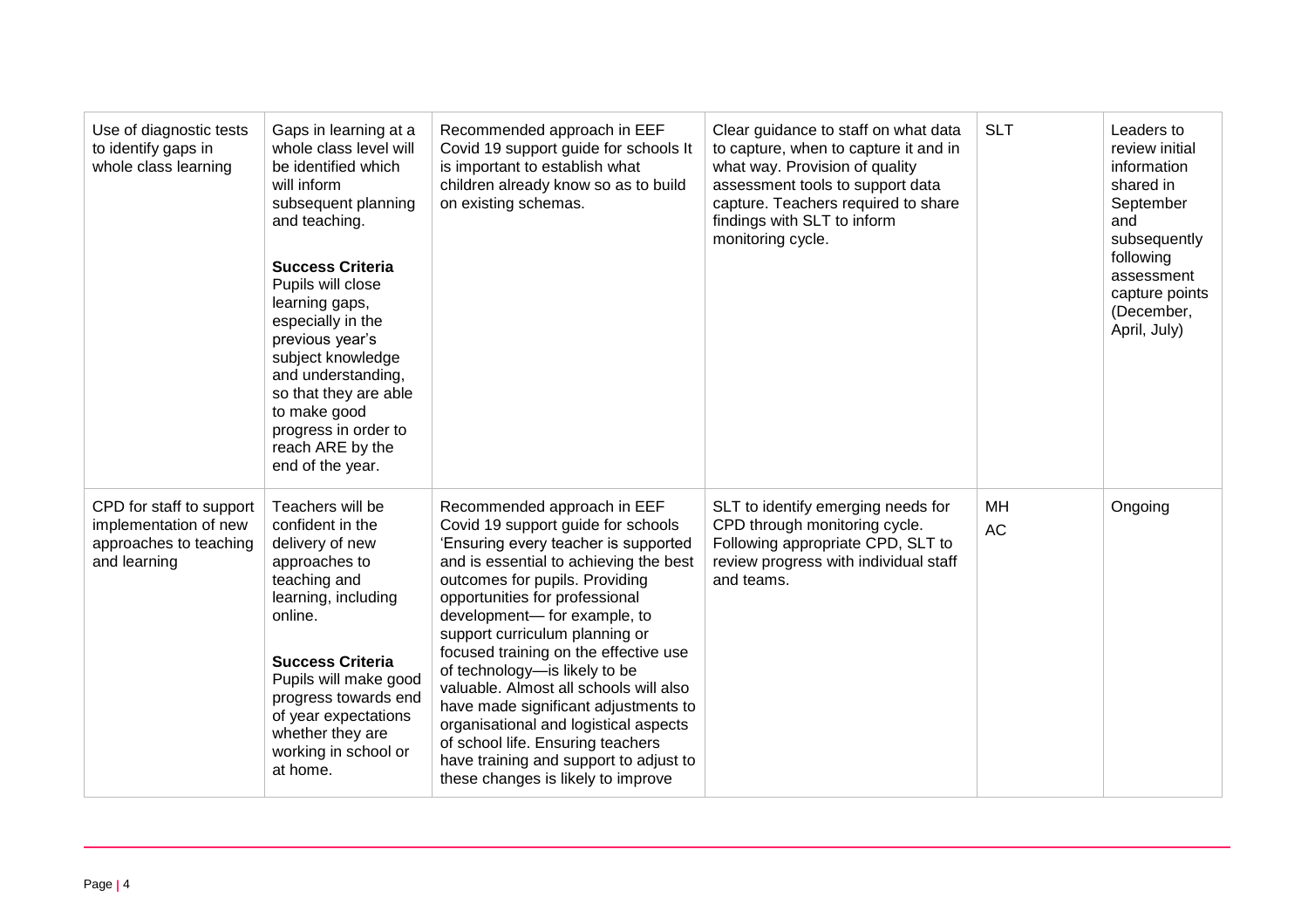| Use of diagnostic tests to identify gaps in whole class learning | Gaps in learning at a whole class level will be identified which will inform subsequent planning and teaching.<br><br>**Success Criteria**<br>Pupils will close learning gaps, especially in the previous year's subject knowledge and understanding, so that they are able to make good progress in order to reach ARE by the end of the year. | Recommended approach in EEF Covid 19 support guide for schools It is important to establish what children already know so as to build on existing schemas. | Clear guidance to staff on what data to capture, when to capture it and in what way. Provision of quality assessment tools to support data capture. Teachers required to share findings with SLT to inform monitoring cycle. | SLT | Leaders to review initial information shared in September and subsequently following assessment capture points (December, April, July) |
|---|---|---|---|---|---|
| CPD for staff to support implementation of new approaches to teaching and learning | Teachers will be confident in the delivery of new approaches to teaching and learning, including online.<br><br>**Success Criteria**<br>Pupils will make good progress towards end of year expectations whether they are working in school or at home. | Recommended approach in EEF Covid 19 support guide for schools 'Ensuring every teacher is supported and is essential to achieving the best outcomes for pupils. Providing opportunities for professional development— for example, to support curriculum planning or focused training on the effective use of technology—is likely to be valuable. Almost all schools will also have made significant adjustments to organisational and logistical aspects of school life. Ensuring teachers have training and support to adjust to these changes is likely to improve | SLT to identify emerging needs for CPD through monitoring cycle. Following appropriate CPD, SLT to review progress with individual staff and teams. | MH<br>AC | Ongoing |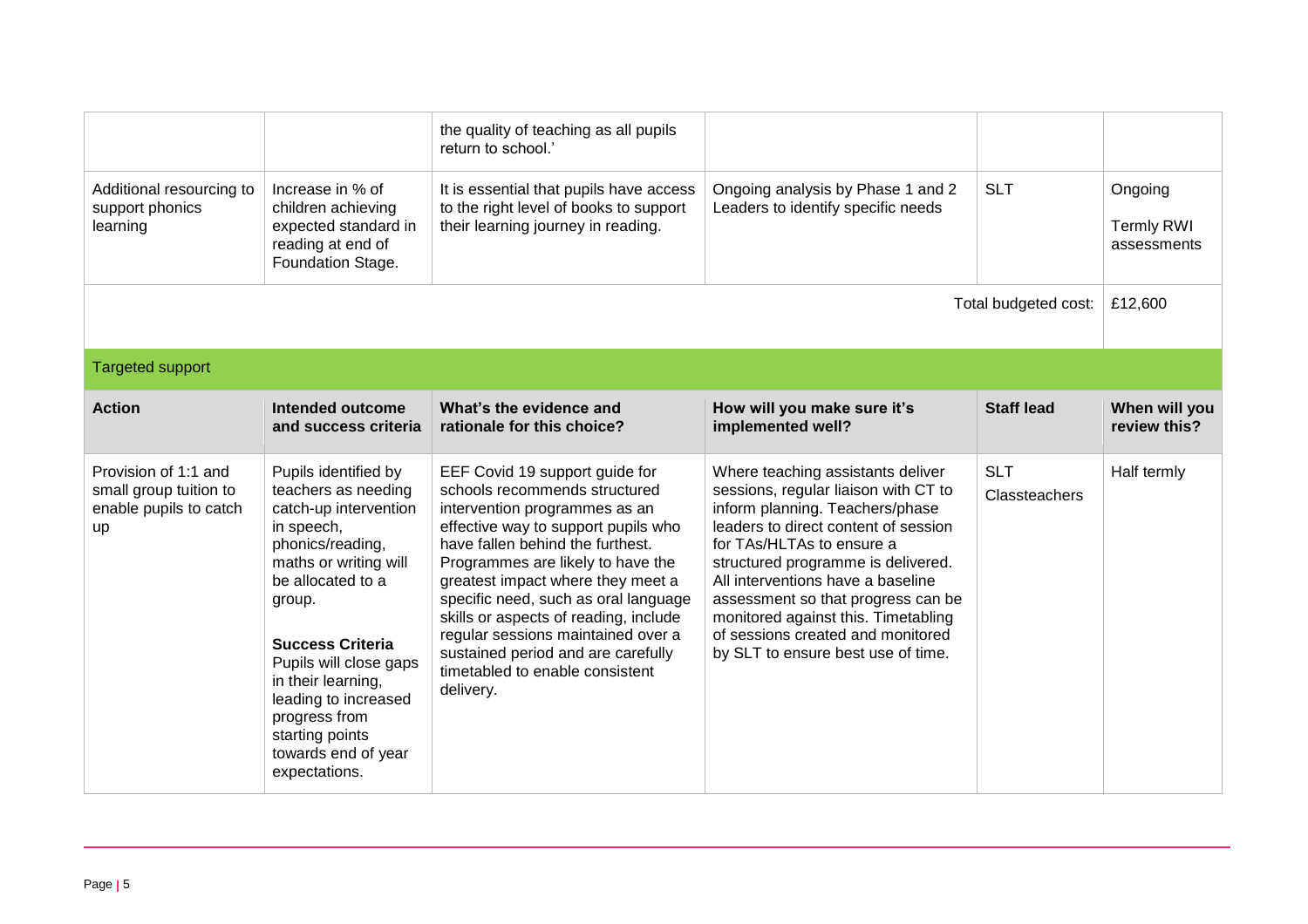| | | the quality of teaching as all pupils return to school.' | | | |
|---|---|---|---|---|---|
| Additional resourcing to support phonics learning | Increase in % of children achieving expected standard in reading at end of Foundation Stage. | It is essential that pupils have access to the right level of books to support their learning journey in reading. | Ongoing analysis by Phase 1 and 2 Leaders to identify specific needs | SLT | Ongoing<br><br>Termly RWI assessments |
| | | | | Total budgeted cost: | £12,600 |

### Targeted support

| Action | Intended outcome and success criteria | What's the evidence and rationale for this choice? | How will you make sure it's implemented well? | Staff lead | When will you review this? |
|---|---|---|---|---|---|
| Provision of 1:1 and small group tuition to enable pupils to catch up | Pupils identified by teachers as needing catch-up intervention in speech, phonics/reading, maths or writing will be allocated to a group.<br><br>**Success Criteria**<br>Pupils will close gaps in their learning, leading to increased progress from starting points towards end of year expectations. | EEF Covid 19 support guide for schools recommends structured intervention programmes as an effective way to support pupils who have fallen behind the furthest. Programmes are likely to have the greatest impact where they meet a specific need, such as oral language skills or aspects of reading, include regular sessions maintained over a sustained period and are carefully timetabled to enable consistent delivery. | Where teaching assistants deliver sessions, regular liaison with CT to inform planning. Teachers/phase leaders to direct content of session for TAs/HLTAs to ensure a structured programme is delivered. All interventions have a baseline assessment so that progress can be monitored against this. Timetabling of sessions created and monitored by SLT to ensure best use of time. | SLT<br><br>Classteachers | Half termly |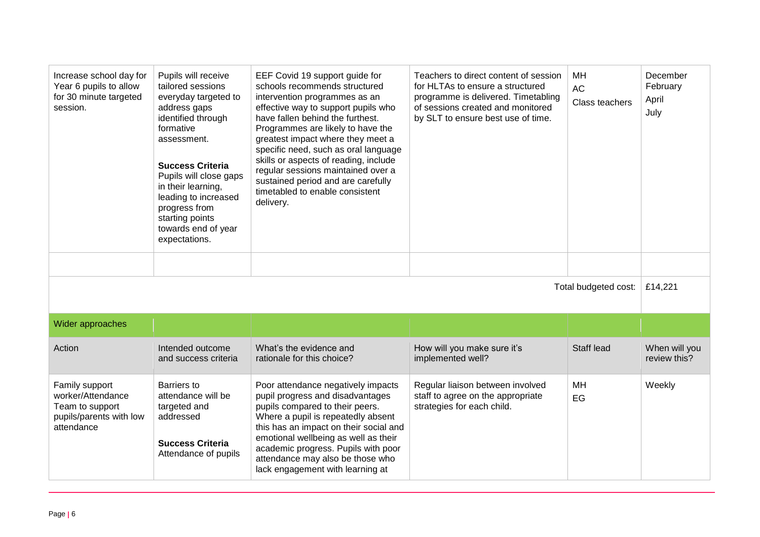| | | | | | |
|---|---|---|---|---|---|
| Increase school day for Year 6 pupils to allow for 30 minute targeted session. | Pupils will receive tailored sessions everyday targeted to address gaps identified through formative assessment.<br><br>**Success Criteria**<br>Pupils will close gaps in their learning, leading to increased progress from starting points towards end of year expectations. | EEF Covid 19 support guide for schools recommends structured intervention programmes as an effective way to support pupils who have fallen behind the furthest. Programmes are likely to have the greatest impact where they meet a specific need, such as oral language skills or aspects of reading, include regular sessions maintained over a sustained period and are carefully timetabled to enable consistent delivery. | Teachers to direct content of session for HLTAs to ensure a structured programme is delivered. Timetabling of sessions created and monitored by SLT to ensure best use of time. | MH<br>AC<br>Class teachers | December<br>February<br>April<br>July |
| | | | | | |
| | | | | Total budgeted cost: | £14,221 |

| Wider approaches | | | | | |
|---|---|---|---|---|---|
| **Action** | **Intended outcome and success criteria** | **What's the evidence and rationale for this choice?** | **How will you make sure it's implemented well?** | **Staff lead** | **When will you review this?** |
| Family support worker/Attendance Team to support pupils/parents with low attendance | Barriers to attendance will be targeted and addressed<br><br>**Success Criteria**<br>Attendance of pupils | Poor attendance negatively impacts pupil progress and disadvantages pupils compared to their peers. Where a pupil is repeatedly absent this has an impact on their social and emotional wellbeing as well as their academic progress. Pupils with poor attendance may also be those who lack engagement with learning at | Regular liaison between involved staff to agree on the appropriate strategies for each child. | MH<br>EG | Weekly |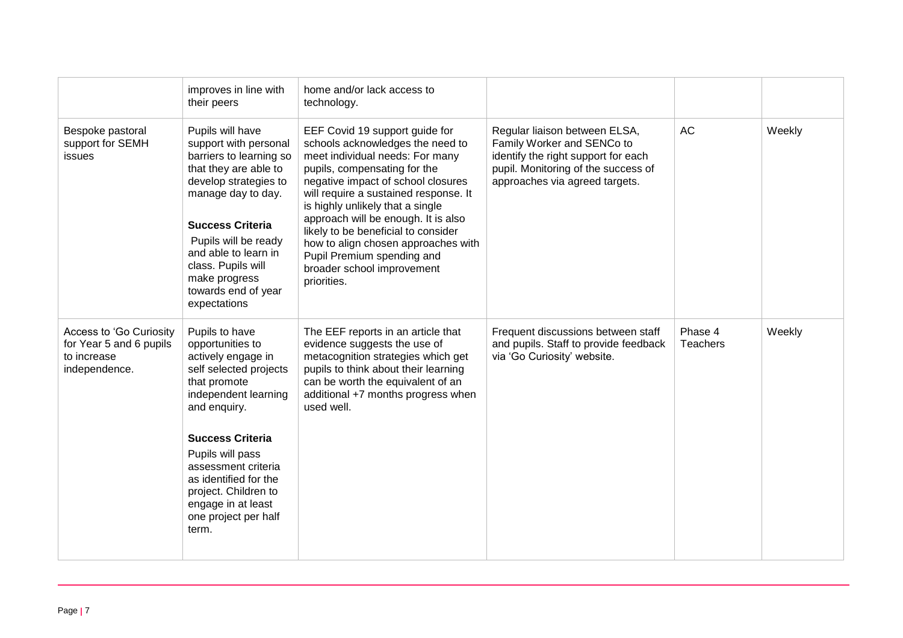| | improves in line with their peers | home and/or lack access to technology. | | | |
|---|---|---|---|---|---|
| Bespoke pastoral support for SEMH issues | Pupils will have support with personal barriers to learning so that they are able to develop strategies to manage day to day.<br><br>**Success Criteria**<br>Pupils will be ready and able to learn in class. Pupils will make progress towards end of year expectations | EEF Covid 19 support guide for schools acknowledges the need to meet individual needs: For many pupils, compensating for the negative impact of school closures will require a sustained response. It is highly unlikely that a single approach will be enough. It is also likely to be beneficial to consider how to align chosen approaches with Pupil Premium spending and broader school improvement priorities. | Regular liaison between ELSA, Family Worker and SENCo to identify the right support for each pupil. Monitoring of the success of approaches via agreed targets. | AC | Weekly |
| Access to 'Go Curiosity for Year 5 and 6 pupils to increase independence. | Pupils to have opportunities to actively engage in self selected projects that promote independent learning and enquiry.<br><br>**Success Criteria**<br>Pupils will pass assessment criteria as identified for the project. Children to engage in at least one project per half term. | The EEF reports in an article that evidence suggests the use of metacognition strategies which get pupils to think about their learning can be worth the equivalent of an additional +7 months progress when used well. | Frequent discussions between staff and pupils. Staff to provide feedback via 'Go Curiosity' website. | Phase 4 Teachers | Weekly |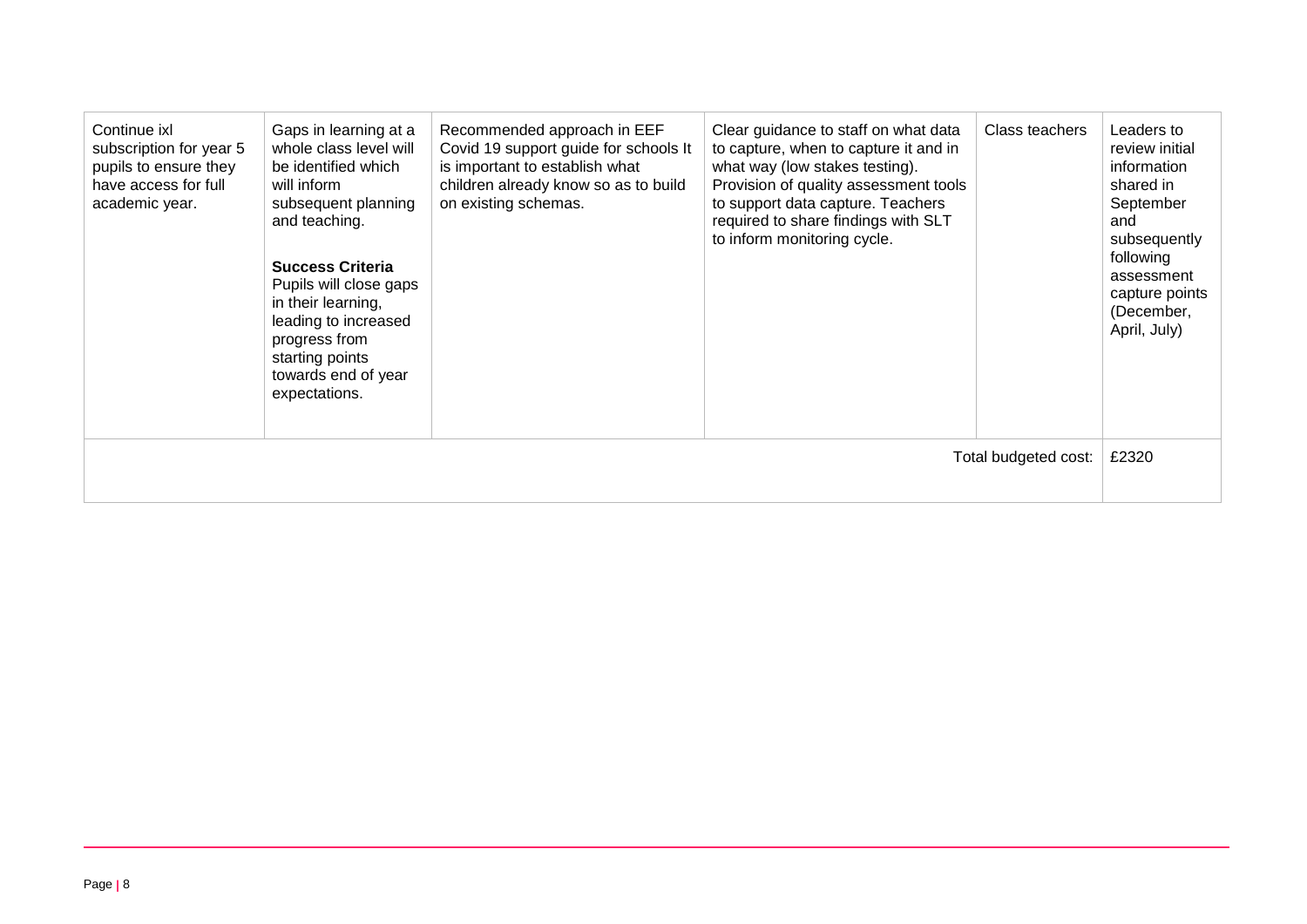| | | | | | |
|---|---|---|---|---|---|
| Continue ixl subscription for year 5 pupils to ensure they have access for full academic year. | Gaps in learning at a whole class level will be identified which will inform subsequent planning and teaching.<br><br>**Success Criteria**<br>Pupils will close gaps in their learning, leading to increased progress from starting points towards end of year expectations. | Recommended approach in EEF Covid 19 support guide for schools It is important to establish what children already know so as to build on existing schemas. | Clear guidance to staff on what data to capture, when to capture it and in what way (low stakes testing). Provision of quality assessment tools to support data capture. Teachers required to share findings with SLT to inform monitoring cycle. | Class teachers | Leaders to review initial information shared in September and subsequently following assessment capture points (December, April, July) |
| | | | | Total budgeted cost: | £2320 |